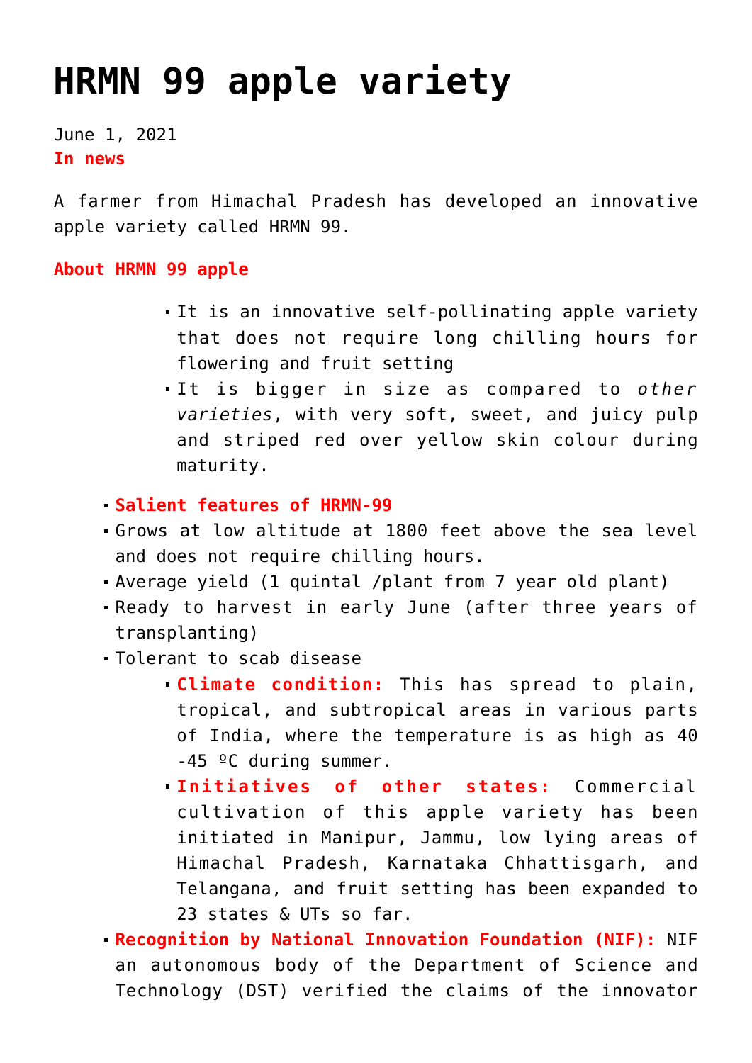# HRMN 99 apple variety

June 1, 2021

**In news**

A farmer from Himachal Pradesh has developed an innovative apple variety called HRMN 99.

**About HRMN 99 apple**

- It is an innovative self-pollinating apple variety that does not require long chilling hours for flowering and fruit setting
- It is bigger in size as compared to *other varieties*, with very soft, sweet, and juicy pulp and striped red over yellow skin colour during maturity.

- **Salient features of HRMN-99**
- Grows at low altitude at 1800 feet above the sea level and does not require chilling hours.
- Average yield (1 quintal /plant from 7 year old plant)
- Ready to harvest in early June (after three years of transplanting)
- Tolerant to scab disease
  - **Climate condition:** This has spread to plain, tropical, and subtropical areas in various parts of India, where the temperature is as high as 40 -45 ºC during summer.
  - **Initiatives of other states:** Commercial cultivation of this apple variety has been initiated in Manipur, Jammu, low lying areas of Himachal Pradesh, Karnataka Chhattisgarh, and Telangana, and fruit setting has been expanded to 23 states & UTs so far.
- **Recognition by National Innovation Foundation (NIF):** NIF an autonomous body of the Department of Science and Technology (DST) verified the claims of the innovator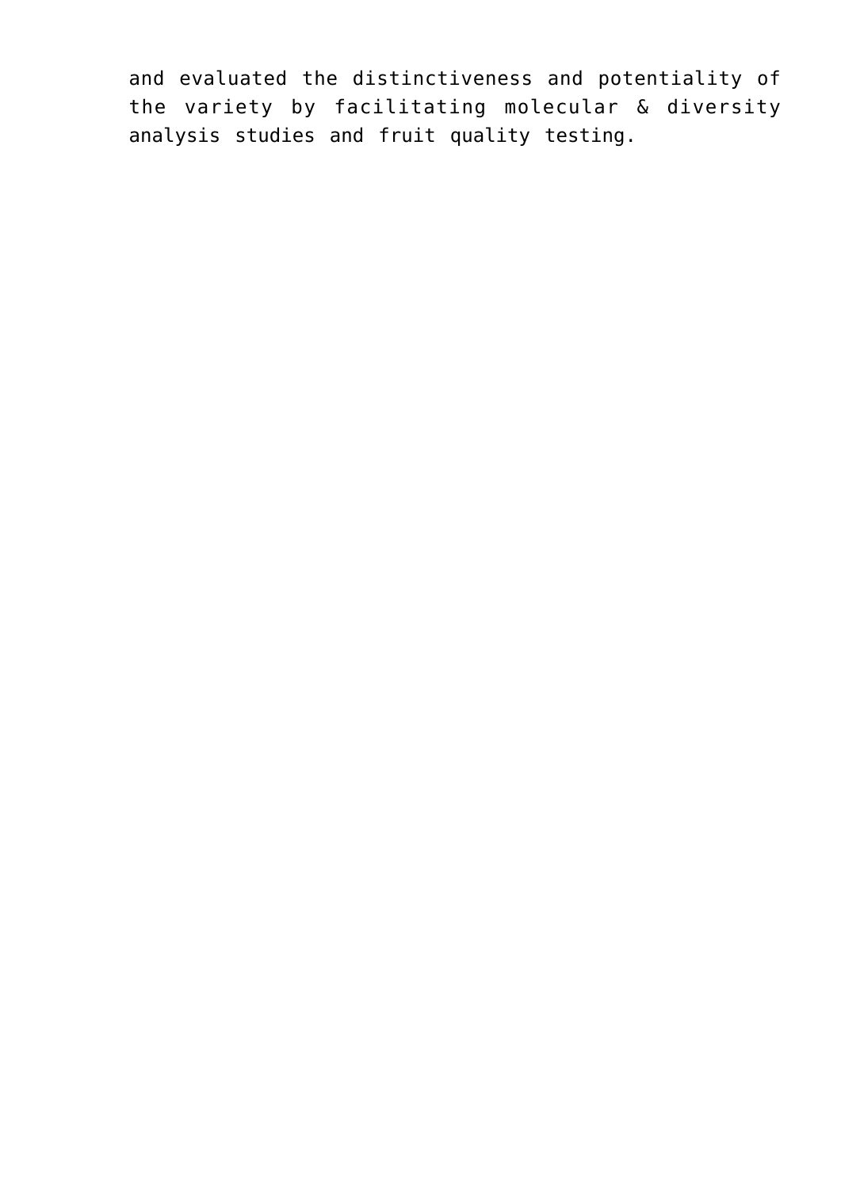and evaluated the distinctiveness and potentiality of the variety by facilitating molecular & diversity analysis studies and fruit quality testing.